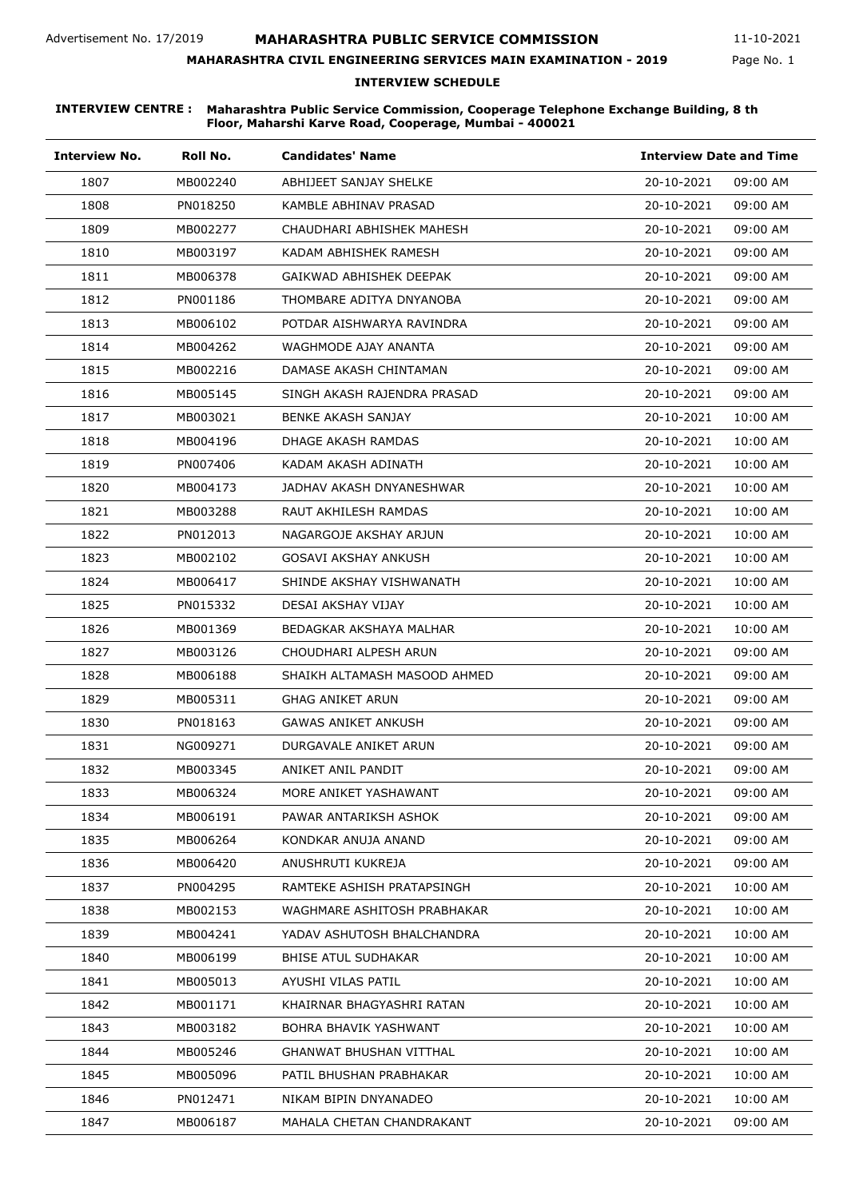Advertisement No. 17/2019

# MAHARASHTRA PUBLIC SERVICE COMMISSION

11-10-2021

## MAHARASHTRA CIVIL ENGINEERING SERVICES MAIN EXAMINATION - 2019

### INTERVIEW SCHEDULE

**INTERVIEW CENTRE : Maharashtra Public Service Commission, Cooperage Telephone Exchange Building, 8 th Floor, Maharshi Karve Road, Cooperage, Mumbai - 400021**

| Interview No. | Roll No. | Candidates' Name | Interview Date and Time | |
|---|---|---|---|---|
| 1807 | MB002240 | ABHIJEET SANJAY SHELKE | 20-10-2021 | 09:00 AM |
| 1808 | PN018250 | KAMBLE ABHINAV PRASAD | 20-10-2021 | 09:00 AM |
| 1809 | MB002277 | CHAUDHARI ABHISHEK MAHESH | 20-10-2021 | 09:00 AM |
| 1810 | MB003197 | KADAM ABHISHEK RAMESH | 20-10-2021 | 09:00 AM |
| 1811 | MB006378 | GAIKWAD ABHISHEK DEEPAK | 20-10-2021 | 09:00 AM |
| 1812 | PN001186 | THOMBARE ADITYA DNYANOBA | 20-10-2021 | 09:00 AM |
| 1813 | MB006102 | POTDAR AISHWARYA RAVINDRA | 20-10-2021 | 09:00 AM |
| 1814 | MB004262 | WAGHMODE AJAY ANANTA | 20-10-2021 | 09:00 AM |
| 1815 | MB002216 | DAMASE AKASH CHINTAMAN | 20-10-2021 | 09:00 AM |
| 1816 | MB005145 | SINGH AKASH RAJENDRA PRASAD | 20-10-2021 | 09:00 AM |
| 1817 | MB003021 | BENKE AKASH SANJAY | 20-10-2021 | 10:00 AM |
| 1818 | MB004196 | DHAGE AKASH RAMDAS | 20-10-2021 | 10:00 AM |
| 1819 | PN007406 | KADAM AKASH ADINATH | 20-10-2021 | 10:00 AM |
| 1820 | MB004173 | JADHAV AKASH DNYANESHWAR | 20-10-2021 | 10:00 AM |
| 1821 | MB003288 | RAUT AKHILESH RAMDAS | 20-10-2021 | 10:00 AM |
| 1822 | PN012013 | NAGARGOJE AKSHAY ARJUN | 20-10-2021 | 10:00 AM |
| 1823 | MB002102 | GOSAVI AKSHAY ANKUSH | 20-10-2021 | 10:00 AM |
| 1824 | MB006417 | SHINDE AKSHAY VISHWANATH | 20-10-2021 | 10:00 AM |
| 1825 | PN015332 | DESAI AKSHAY VIJAY | 20-10-2021 | 10:00 AM |
| 1826 | MB001369 | BEDAGKAR AKSHAYA MALHAR | 20-10-2021 | 10:00 AM |
| 1827 | MB003126 | CHOUDHARI ALPESH ARUN | 20-10-2021 | 09:00 AM |
| 1828 | MB006188 | SHAIKH ALTAMASH MASOOD AHMED | 20-10-2021 | 09:00 AM |
| 1829 | MB005311 | GHAG ANIKET ARUN | 20-10-2021 | 09:00 AM |
| 1830 | PN018163 | GAWAS ANIKET ANKUSH | 20-10-2021 | 09:00 AM |
| 1831 | NG009271 | DURGAVALE ANIKET ARUN | 20-10-2021 | 09:00 AM |
| 1832 | MB003345 | ANIKET ANIL PANDIT | 20-10-2021 | 09:00 AM |
| 1833 | MB006324 | MORE ANIKET YASHAWANT | 20-10-2021 | 09:00 AM |
| 1834 | MB006191 | PAWAR ANTARIKSH ASHOK | 20-10-2021 | 09:00 AM |
| 1835 | MB006264 | KONDKAR ANUJA ANAND | 20-10-2021 | 09:00 AM |
| 1836 | MB006420 | ANUSHRUTI KUKREJA | 20-10-2021 | 09:00 AM |
| 1837 | PN004295 | RAMTEKE ASHISH PRATAPSINGH | 20-10-2021 | 10:00 AM |
| 1838 | MB002153 | WAGHMARE ASHITOSH PRABHAKAR | 20-10-2021 | 10:00 AM |
| 1839 | MB004241 | YADAV ASHUTOSH BHALCHANDRA | 20-10-2021 | 10:00 AM |
| 1840 | MB006199 | BHISE ATUL SUDHAKAR | 20-10-2021 | 10:00 AM |
| 1841 | MB005013 | AYUSHI VILAS PATIL | 20-10-2021 | 10:00 AM |
| 1842 | MB001171 | KHAIRNAR BHAGYASHRI RATAN | 20-10-2021 | 10:00 AM |
| 1843 | MB003182 | BOHRA BHAVIK YASHWANT | 20-10-2021 | 10:00 AM |
| 1844 | MB005246 | GHANWAT BHUSHAN VITTHAL | 20-10-2021 | 10:00 AM |
| 1845 | MB005096 | PATIL BHUSHAN PRABHAKAR | 20-10-2021 | 10:00 AM |
| 1846 | PN012471 | NIKAM BIPIN DNYANADEO | 20-10-2021 | 10:00 AM |
| 1847 | MB006187 | MAHALA CHETAN CHANDRAKANT | 20-10-2021 | 09:00 AM |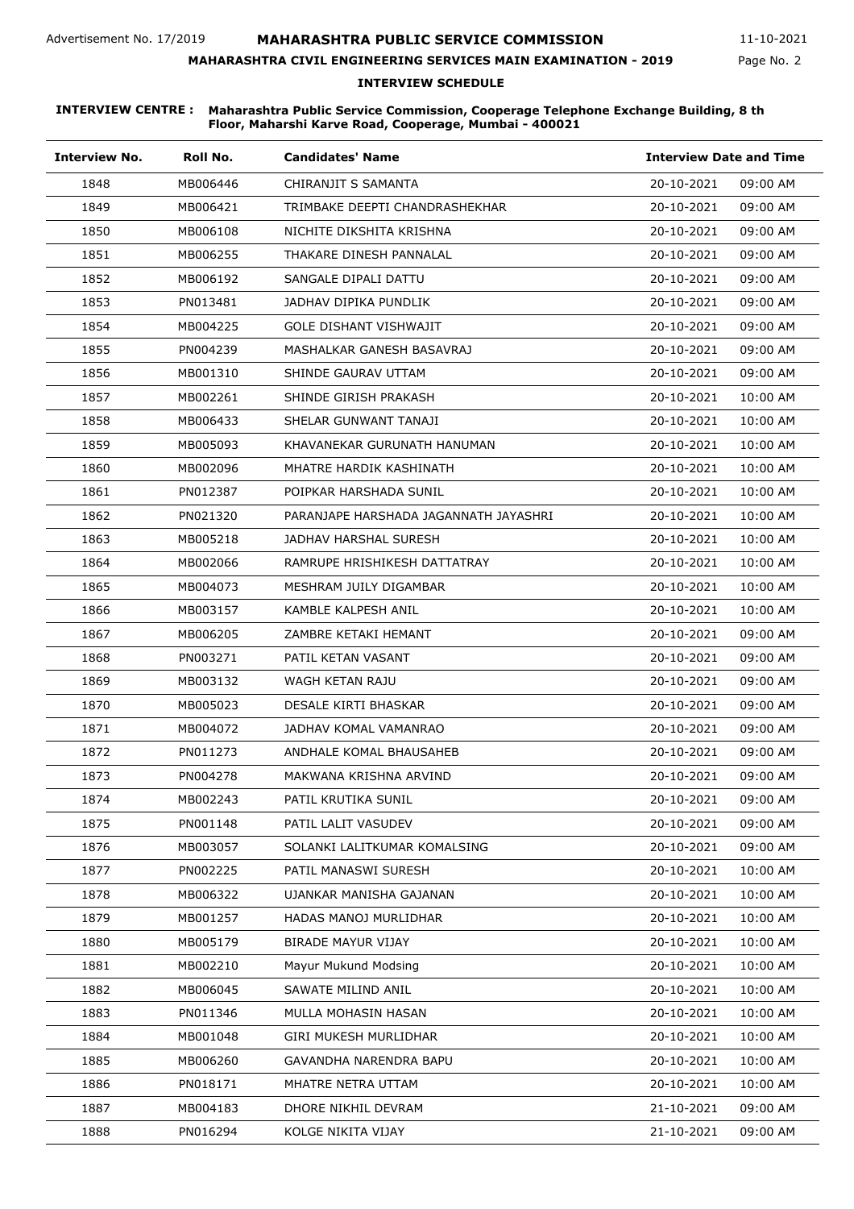# MAHARASHTRA PUBLIC SERVICE COMMISSION

Advertisement No. 17/2019

11-10-2021

## MAHARASHTRA CIVIL ENGINEERING SERVICES MAIN EXAMINATION - 2019

### INTERVIEW SCHEDULE

**INTERVIEW CENTRE : Maharashtra Public Service Commission, Cooperage Telephone Exchange Building, 8 th Floor, Maharshi Karve Road, Cooperage, Mumbai - 400021**

| Interview No. | Roll No. | Candidates' Name | Interview Date and Time | |
|---|---|---|---|---|
| 1848 | MB006446 | CHIRANJIT S SAMANTA | 20-10-2021 | 09:00 AM |
| 1849 | MB006421 | TRIMBAKE DEEPTI CHANDRASHEKHAR | 20-10-2021 | 09:00 AM |
| 1850 | MB006108 | NICHITE DIKSHITA KRISHNA | 20-10-2021 | 09:00 AM |
| 1851 | MB006255 | THAKARE DINESH PANNALAL | 20-10-2021 | 09:00 AM |
| 1852 | MB006192 | SANGALE DIPALI DATTU | 20-10-2021 | 09:00 AM |
| 1853 | PN013481 | JADHAV DIPIKA PUNDLIK | 20-10-2021 | 09:00 AM |
| 1854 | MB004225 | GOLE DISHANT VISHWAJIT | 20-10-2021 | 09:00 AM |
| 1855 | PN004239 | MASHALKAR GANESH BASAVRAJ | 20-10-2021 | 09:00 AM |
| 1856 | MB001310 | SHINDE GAURAV UTTAM | 20-10-2021 | 09:00 AM |
| 1857 | MB002261 | SHINDE GIRISH PRAKASH | 20-10-2021 | 10:00 AM |
| 1858 | MB006433 | SHELAR GUNWANT TANAJI | 20-10-2021 | 10:00 AM |
| 1859 | MB005093 | KHAVANEKAR GURUNATH HANUMAN | 20-10-2021 | 10:00 AM |
| 1860 | MB002096 | MHATRE HARDIK KASHINATH | 20-10-2021 | 10:00 AM |
| 1861 | PN012387 | POIPKAR HARSHADA SUNIL | 20-10-2021 | 10:00 AM |
| 1862 | PN021320 | PARANJAPE HARSHADA JAGANNATH JAYASHRI | 20-10-2021 | 10:00 AM |
| 1863 | MB005218 | JADHAV HARSHAL SURESH | 20-10-2021 | 10:00 AM |
| 1864 | MB002066 | RAMRUPE HRISHIKESH DATTATRAY | 20-10-2021 | 10:00 AM |
| 1865 | MB004073 | MESHRAM JUILY DIGAMBAR | 20-10-2021 | 10:00 AM |
| 1866 | MB003157 | KAMBLE KALPESH ANIL | 20-10-2021 | 10:00 AM |
| 1867 | MB006205 | ZAMBRE KETAKI HEMANT | 20-10-2021 | 09:00 AM |
| 1868 | PN003271 | PATIL KETAN VASANT | 20-10-2021 | 09:00 AM |
| 1869 | MB003132 | WAGH KETAN RAJU | 20-10-2021 | 09:00 AM |
| 1870 | MB005023 | DESALE KIRTI BHASKAR | 20-10-2021 | 09:00 AM |
| 1871 | MB004072 | JADHAV KOMAL VAMANRAO | 20-10-2021 | 09:00 AM |
| 1872 | PN011273 | ANDHALE KOMAL BHAUSAHEB | 20-10-2021 | 09:00 AM |
| 1873 | PN004278 | MAKWANA KRISHNA ARVIND | 20-10-2021 | 09:00 AM |
| 1874 | MB002243 | PATIL KRUTIKA SUNIL | 20-10-2021 | 09:00 AM |
| 1875 | PN001148 | PATIL LALIT VASUDEV | 20-10-2021 | 09:00 AM |
| 1876 | MB003057 | SOLANKI LALITKUMAR KOMALSING | 20-10-2021 | 09:00 AM |
| 1877 | PN002225 | PATIL MANASWI SURESH | 20-10-2021 | 10:00 AM |
| 1878 | MB006322 | UJANKAR MANISHA GAJANAN | 20-10-2021 | 10:00 AM |
| 1879 | MB001257 | HADAS MANOJ MURLIDHAR | 20-10-2021 | 10:00 AM |
| 1880 | MB005179 | BIRADE MAYUR VIJAY | 20-10-2021 | 10:00 AM |
| 1881 | MB002210 | Mayur Mukund Modsing | 20-10-2021 | 10:00 AM |
| 1882 | MB006045 | SAWATE MILIND ANIL | 20-10-2021 | 10:00 AM |
| 1883 | PN011346 | MULLA MOHASIN HASAN | 20-10-2021 | 10:00 AM |
| 1884 | MB001048 | GIRI MUKESH MURLIDHAR | 20-10-2021 | 10:00 AM |
| 1885 | MB006260 | GAVANDHA NARENDRA BAPU | 20-10-2021 | 10:00 AM |
| 1886 | PN018171 | MHATRE NETRA UTTAM | 20-10-2021 | 10:00 AM |
| 1887 | MB004183 | DHORE NIKHIL DEVRAM | 21-10-2021 | 09:00 AM |
| 1888 | PN016294 | KOLGE NIKITA VIJAY | 21-10-2021 | 09:00 AM |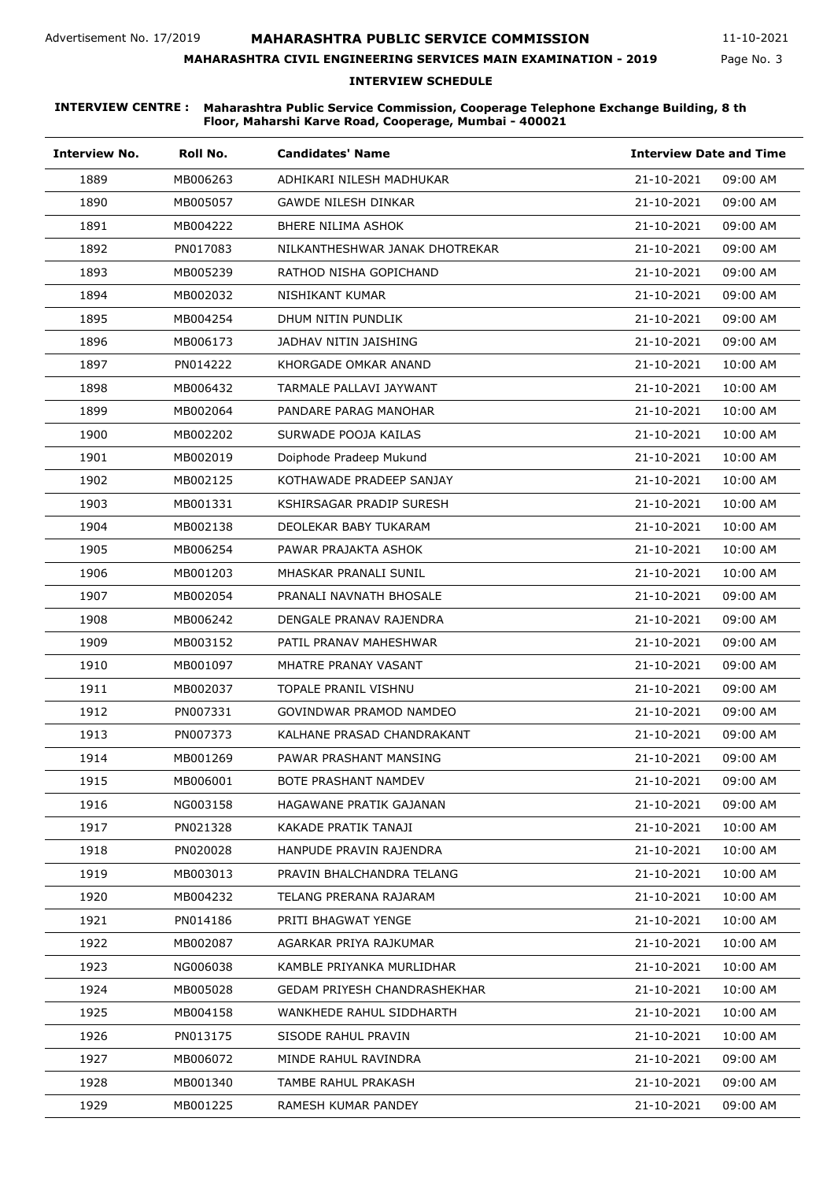Advertisement No. 17/2019

# MAHARASHTRA PUBLIC SERVICE COMMISSION

11-10-2021

## MAHARASHTRA CIVIL ENGINEERING SERVICES MAIN EXAMINATION - 2019

### INTERVIEW SCHEDULE

**INTERVIEW CENTRE : Maharashtra Public Service Commission, Cooperage Telephone Exchange Building, 8 th Floor, Maharshi Karve Road, Cooperage, Mumbai - 400021**

| Interview No. | Roll No. | Candidates' Name | Interview Date and Time | |
|---|---|---|---|---|
| 1889 | MB006263 | ADHIKARI NILESH MADHUKAR | 21-10-2021 | 09:00 AM |
| 1890 | MB005057 | GAWDE NILESH DINKAR | 21-10-2021 | 09:00 AM |
| 1891 | MB004222 | BHERE NILIMA ASHOK | 21-10-2021 | 09:00 AM |
| 1892 | PN017083 | NILKANTHESHWAR JANAK DHOTREKAR | 21-10-2021 | 09:00 AM |
| 1893 | MB005239 | RATHOD NISHA GOPICHAND | 21-10-2021 | 09:00 AM |
| 1894 | MB002032 | NISHIKANT KUMAR | 21-10-2021 | 09:00 AM |
| 1895 | MB004254 | DHUM NITIN PUNDLIK | 21-10-2021 | 09:00 AM |
| 1896 | MB006173 | JADHAV NITIN JAISHING | 21-10-2021 | 09:00 AM |
| 1897 | PN014222 | KHORGADE OMKAR ANAND | 21-10-2021 | 10:00 AM |
| 1898 | MB006432 | TARMALE PALLAVI JAYWANT | 21-10-2021 | 10:00 AM |
| 1899 | MB002064 | PANDARE PARAG MANOHAR | 21-10-2021 | 10:00 AM |
| 1900 | MB002202 | SURWADE POOJA KAILAS | 21-10-2021 | 10:00 AM |
| 1901 | MB002019 | Doiphode Pradeep Mukund | 21-10-2021 | 10:00 AM |
| 1902 | MB002125 | KOTHAWADE PRADEEP SANJAY | 21-10-2021 | 10:00 AM |
| 1903 | MB001331 | KSHIRSAGAR PRADIP SURESH | 21-10-2021 | 10:00 AM |
| 1904 | MB002138 | DEOLEKAR BABY TUKARAM | 21-10-2021 | 10:00 AM |
| 1905 | MB006254 | PAWAR PRAJAKTA ASHOK | 21-10-2021 | 10:00 AM |
| 1906 | MB001203 | MHASKAR PRANALI SUNIL | 21-10-2021 | 10:00 AM |
| 1907 | MB002054 | PRANALI NAVNATH BHOSALE | 21-10-2021 | 09:00 AM |
| 1908 | MB006242 | DENGALE PRANAV RAJENDRA | 21-10-2021 | 09:00 AM |
| 1909 | MB003152 | PATIL PRANAV MAHESHWAR | 21-10-2021 | 09:00 AM |
| 1910 | MB001097 | MHATRE PRANAY VASANT | 21-10-2021 | 09:00 AM |
| 1911 | MB002037 | TOPALE PRANIL VISHNU | 21-10-2021 | 09:00 AM |
| 1912 | PN007331 | GOVINDWAR PRAMOD NAMDEO | 21-10-2021 | 09:00 AM |
| 1913 | PN007373 | KALHANE PRASAD CHANDRAKANT | 21-10-2021 | 09:00 AM |
| 1914 | MB001269 | PAWAR PRASHANT MANSING | 21-10-2021 | 09:00 AM |
| 1915 | MB006001 | BOTE PRASHANT NAMDEV | 21-10-2021 | 09:00 AM |
| 1916 | NG003158 | HAGAWANE PRATIK GAJANAN | 21-10-2021 | 09:00 AM |
| 1917 | PN021328 | KAKADE PRATIK TANAJI | 21-10-2021 | 10:00 AM |
| 1918 | PN020028 | HANPUDE PRAVIN RAJENDRA | 21-10-2021 | 10:00 AM |
| 1919 | MB003013 | PRAVIN BHALCHANDRA TELANG | 21-10-2021 | 10:00 AM |
| 1920 | MB004232 | TELANG PRERANA RAJARAM | 21-10-2021 | 10:00 AM |
| 1921 | PN014186 | PRITI BHAGWAT YENGE | 21-10-2021 | 10:00 AM |
| 1922 | MB002087 | AGARKAR PRIYA RAJKUMAR | 21-10-2021 | 10:00 AM |
| 1923 | NG006038 | KAMBLE PRIYANKA MURLIDHAR | 21-10-2021 | 10:00 AM |
| 1924 | MB005028 | GEDAM PRIYESH CHANDRASHEKHAR | 21-10-2021 | 10:00 AM |
| 1925 | MB004158 | WANKHEDE RAHUL SIDDHARTH | 21-10-2021 | 10:00 AM |
| 1926 | PN013175 | SISODE RAHUL PRAVIN | 21-10-2021 | 10:00 AM |
| 1927 | MB006072 | MINDE RAHUL RAVINDRA | 21-10-2021 | 09:00 AM |
| 1928 | MB001340 | TAMBE RAHUL PRAKASH | 21-10-2021 | 09:00 AM |
| 1929 | MB001225 | RAMESH KUMAR PANDEY | 21-10-2021 | 09:00 AM |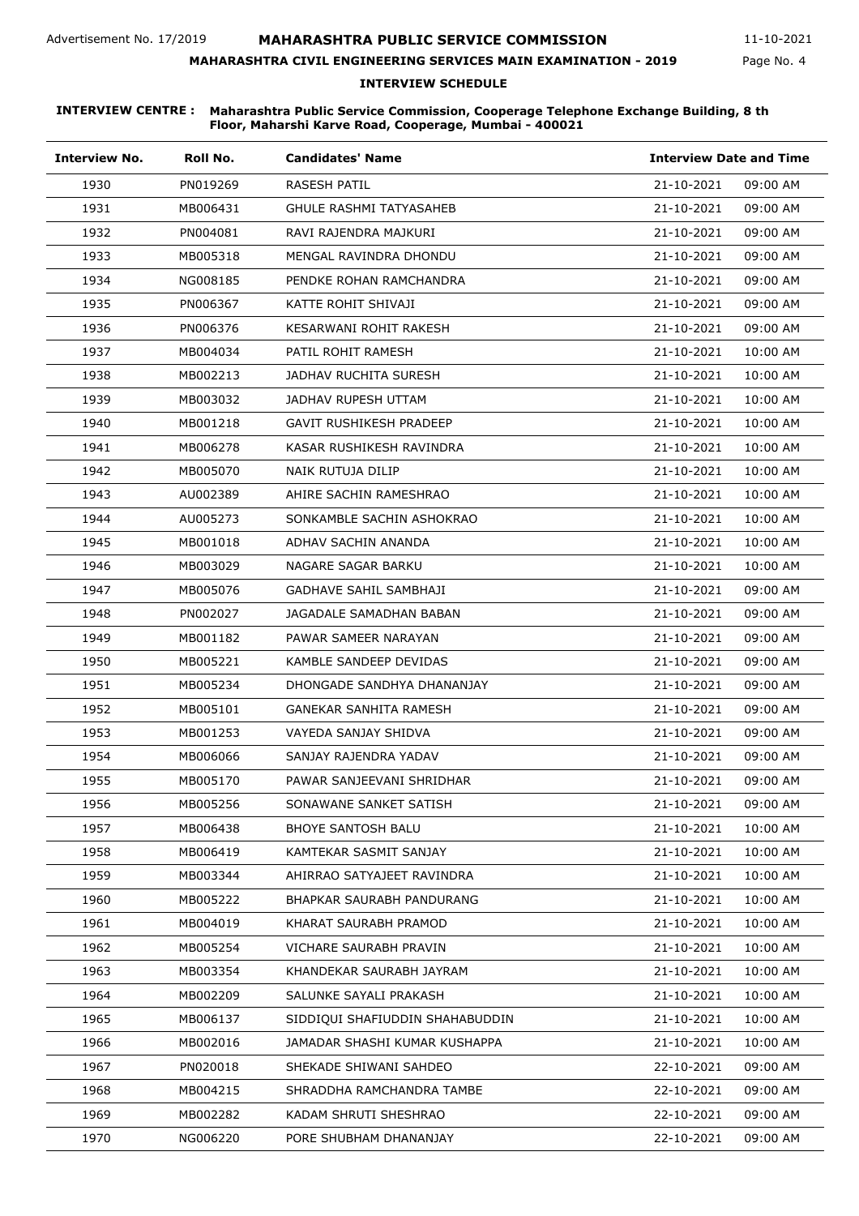Advertisement No. 17/2019

# MAHARASHTRA PUBLIC SERVICE COMMISSION

11-10-2021

## MAHARASHTRA CIVIL ENGINEERING SERVICES MAIN EXAMINATION - 2019

### INTERVIEW SCHEDULE

**INTERVIEW CENTRE : Maharashtra Public Service Commission, Cooperage Telephone Exchange Building, 8 th Floor, Maharshi Karve Road, Cooperage, Mumbai - 400021**

| Interview No. | Roll No. | Candidates' Name | Interview Date and Time | |
|---|---|---|---|---|
| 1930 | PN019269 | RASESH PATIL | 21-10-2021 | 09:00 AM |
| 1931 | MB006431 | GHULE RASHMI TATYASAHEB | 21-10-2021 | 09:00 AM |
| 1932 | PN004081 | RAVI RAJENDRA MAJKURI | 21-10-2021 | 09:00 AM |
| 1933 | MB005318 | MENGAL RAVINDRA DHONDU | 21-10-2021 | 09:00 AM |
| 1934 | NG008185 | PENDKE ROHAN RAMCHANDRA | 21-10-2021 | 09:00 AM |
| 1935 | PN006367 | KATTE ROHIT SHIVAJI | 21-10-2021 | 09:00 AM |
| 1936 | PN006376 | KESARWANI ROHIT RAKESH | 21-10-2021 | 09:00 AM |
| 1937 | MB004034 | PATIL ROHIT RAMESH | 21-10-2021 | 10:00 AM |
| 1938 | MB002213 | JADHAV RUCHITA SURESH | 21-10-2021 | 10:00 AM |
| 1939 | MB003032 | JADHAV RUPESH UTTAM | 21-10-2021 | 10:00 AM |
| 1940 | MB001218 | GAVIT RUSHIKESH PRADEEP | 21-10-2021 | 10:00 AM |
| 1941 | MB006278 | KASAR RUSHIKESH RAVINDRA | 21-10-2021 | 10:00 AM |
| 1942 | MB005070 | NAIK RUTUJA DILIP | 21-10-2021 | 10:00 AM |
| 1943 | AU002389 | AHIRE SACHIN RAMESHRAO | 21-10-2021 | 10:00 AM |
| 1944 | AU005273 | SONKAMBLE SACHIN ASHOKRAO | 21-10-2021 | 10:00 AM |
| 1945 | MB001018 | ADHAV SACHIN ANANDA | 21-10-2021 | 10:00 AM |
| 1946 | MB003029 | NAGARE SAGAR BARKU | 21-10-2021 | 10:00 AM |
| 1947 | MB005076 | GADHAVE SAHIL SAMBHAJI | 21-10-2021 | 09:00 AM |
| 1948 | PN002027 | JAGADALE SAMADHAN BABAN | 21-10-2021 | 09:00 AM |
| 1949 | MB001182 | PAWAR SAMEER NARAYAN | 21-10-2021 | 09:00 AM |
| 1950 | MB005221 | KAMBLE SANDEEP DEVIDAS | 21-10-2021 | 09:00 AM |
| 1951 | MB005234 | DHONGADE SANDHYA DHANANJAY | 21-10-2021 | 09:00 AM |
| 1952 | MB005101 | GANEKAR SANHITA RAMESH | 21-10-2021 | 09:00 AM |
| 1953 | MB001253 | VAYEDA SANJAY SHIDVA | 21-10-2021 | 09:00 AM |
| 1954 | MB006066 | SANJAY RAJENDRA YADAV | 21-10-2021 | 09:00 AM |
| 1955 | MB005170 | PAWAR SANJEEVANI SHRIDHAR | 21-10-2021 | 09:00 AM |
| 1956 | MB005256 | SONAWANE SANKET SATISH | 21-10-2021 | 09:00 AM |
| 1957 | MB006438 | BHOYE SANTOSH BALU | 21-10-2021 | 10:00 AM |
| 1958 | MB006419 | KAMTEKAR SASMIT SANJAY | 21-10-2021 | 10:00 AM |
| 1959 | MB003344 | AHIRRAO SATYAJEET RAVINDRA | 21-10-2021 | 10:00 AM |
| 1960 | MB005222 | BHAPKAR SAURABH PANDURANG | 21-10-2021 | 10:00 AM |
| 1961 | MB004019 | KHARAT SAURABH PRAMOD | 21-10-2021 | 10:00 AM |
| 1962 | MB005254 | VICHARE SAURABH PRAVIN | 21-10-2021 | 10:00 AM |
| 1963 | MB003354 | KHANDEKAR SAURABH JAYRAM | 21-10-2021 | 10:00 AM |
| 1964 | MB002209 | SALUNKE SAYALI PRAKASH | 21-10-2021 | 10:00 AM |
| 1965 | MB006137 | SIDDIQUI SHAFIUDDIN SHAHABUDDIN | 21-10-2021 | 10:00 AM |
| 1966 | MB002016 | JAMADAR SHASHI KUMAR KUSHAPPA | 21-10-2021 | 10:00 AM |
| 1967 | PN020018 | SHEKADE SHIWANI SAHDEO | 22-10-2021 | 09:00 AM |
| 1968 | MB004215 | SHRADDHA RAMCHANDRA TAMBE | 22-10-2021 | 09:00 AM |
| 1969 | MB002282 | KADAM SHRUTI SHESHRAO | 22-10-2021 | 09:00 AM |
| 1970 | NG006220 | PORE SHUBHAM DHANANJAY | 22-10-2021 | 09:00 AM |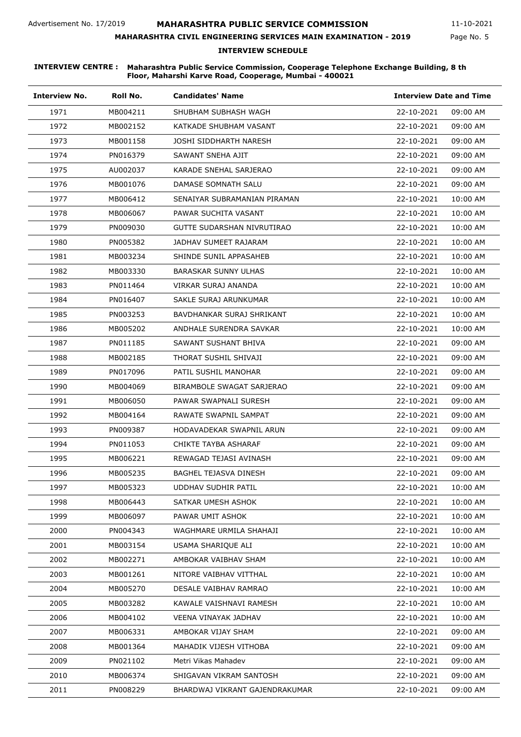Advertisement No. 17/2019

# MAHARASHTRA PUBLIC SERVICE COMMISSION

11-10-2021

## MAHARASHTRA CIVIL ENGINEERING SERVICES MAIN EXAMINATION - 2019

### INTERVIEW SCHEDULE

**INTERVIEW CENTRE : Maharashtra Public Service Commission, Cooperage Telephone Exchange Building, 8 th Floor, Maharshi Karve Road, Cooperage, Mumbai - 400021**

| Interview No. | Roll No. | Candidates' Name | Interview Date and Time | |
|---|---|---|---|---|
| 1971 | MB004211 | SHUBHAM SUBHASH WAGH | 22-10-2021 | 09:00 AM |
| 1972 | MB002152 | KATKADE SHUBHAM VASANT | 22-10-2021 | 09:00 AM |
| 1973 | MB001158 | JOSHI SIDDHARTH NARESH | 22-10-2021 | 09:00 AM |
| 1974 | PN016379 | SAWANT SNEHA AJIT | 22-10-2021 | 09:00 AM |
| 1975 | AU002037 | KARADE SNEHAL SARJERAO | 22-10-2021 | 09:00 AM |
| 1976 | MB001076 | DAMASE SOMNATH SALU | 22-10-2021 | 09:00 AM |
| 1977 | MB006412 | SENAIYAR SUBRAMANIAN PIRAMAN | 22-10-2021 | 10:00 AM |
| 1978 | MB006067 | PAWAR SUCHITA VASANT | 22-10-2021 | 10:00 AM |
| 1979 | PN009030 | GUTTE SUDARSHAN NIVRUTIRAO | 22-10-2021 | 10:00 AM |
| 1980 | PN005382 | JADHAV SUMEET RAJARAM | 22-10-2021 | 10:00 AM |
| 1981 | MB003234 | SHINDE SUNIL APPASAHEB | 22-10-2021 | 10:00 AM |
| 1982 | MB003330 | BARASKAR SUNNY ULHAS | 22-10-2021 | 10:00 AM |
| 1983 | PN011464 | VIRKAR SURAJ ANANDA | 22-10-2021 | 10:00 AM |
| 1984 | PN016407 | SAKLE SURAJ ARUNKUMAR | 22-10-2021 | 10:00 AM |
| 1985 | PN003253 | BAVDHANKAR SURAJ SHRIKANT | 22-10-2021 | 10:00 AM |
| 1986 | MB005202 | ANDHALE SURENDRA SAVKAR | 22-10-2021 | 10:00 AM |
| 1987 | PN011185 | SAWANT SUSHANT BHIVA | 22-10-2021 | 09:00 AM |
| 1988 | MB002185 | THORAT SUSHIL SHIVAJI | 22-10-2021 | 09:00 AM |
| 1989 | PN017096 | PATIL SUSHIL MANOHAR | 22-10-2021 | 09:00 AM |
| 1990 | MB004069 | BIRAMBOLE SWAGAT SARJERAO | 22-10-2021 | 09:00 AM |
| 1991 | MB006050 | PAWAR SWAPNALI SURESH | 22-10-2021 | 09:00 AM |
| 1992 | MB004164 | RAWATE SWAPNIL SAMPAT | 22-10-2021 | 09:00 AM |
| 1993 | PN009387 | HODAVADEKAR SWAPNIL ARUN | 22-10-2021 | 09:00 AM |
| 1994 | PN011053 | CHIKTE TAYBA ASHARAF | 22-10-2021 | 09:00 AM |
| 1995 | MB006221 | REWAGAD TEJASI AVINASH | 22-10-2021 | 09:00 AM |
| 1996 | MB005235 | BAGHEL TEJASVA DINESH | 22-10-2021 | 09:00 AM |
| 1997 | MB005323 | UDDHAV SUDHIR PATIL | 22-10-2021 | 10:00 AM |
| 1998 | MB006443 | SATKAR UMESH ASHOK | 22-10-2021 | 10:00 AM |
| 1999 | MB006097 | PAWAR UMIT ASHOK | 22-10-2021 | 10:00 AM |
| 2000 | PN004343 | WAGHMARE URMILA SHAHAJI | 22-10-2021 | 10:00 AM |
| 2001 | MB003154 | USAMA SHARIQUE ALI | 22-10-2021 | 10:00 AM |
| 2002 | MB002271 | AMBOKAR VAIBHAV SHAM | 22-10-2021 | 10:00 AM |
| 2003 | MB001261 | NITORE VAIBHAV VITTHAL | 22-10-2021 | 10:00 AM |
| 2004 | MB005270 | DESALE VAIBHAV RAMRAO | 22-10-2021 | 10:00 AM |
| 2005 | MB003282 | KAWALE VAISHNAVI RAMESH | 22-10-2021 | 10:00 AM |
| 2006 | MB004102 | VEENA VINAYAK JADHAV | 22-10-2021 | 10:00 AM |
| 2007 | MB006331 | AMBOKAR VIJAY SHAM | 22-10-2021 | 09:00 AM |
| 2008 | MB001364 | MAHADIK VIJESH VITHOBA | 22-10-2021 | 09:00 AM |
| 2009 | PN021102 | Metri Vikas Mahadev | 22-10-2021 | 09:00 AM |
| 2010 | MB006374 | SHIGAVAN VIKRAM SANTOSH | 22-10-2021 | 09:00 AM |
| 2011 | PN008229 | BHARDWAJ VIKRANT GAJENDRAKUMAR | 22-10-2021 | 09:00 AM |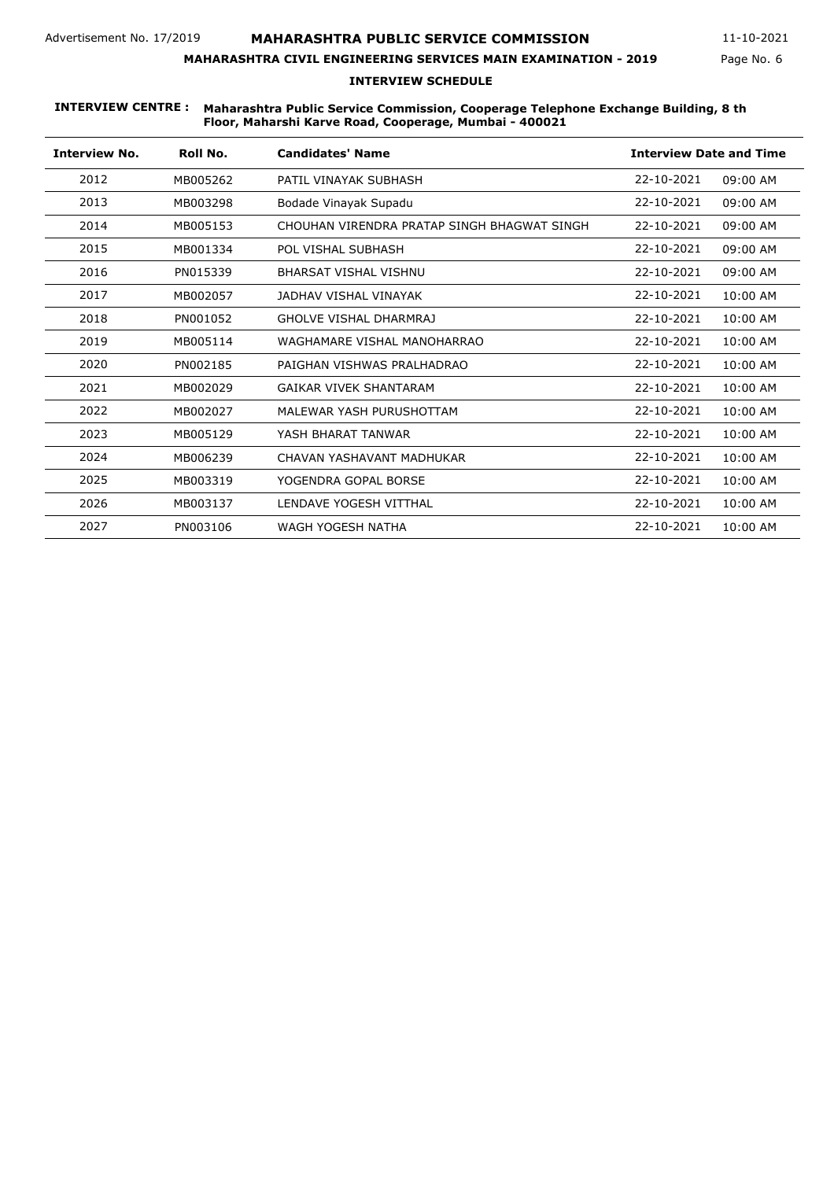Advertisement No. 17/2019

# MAHARASHTRA PUBLIC SERVICE COMMISSION

11-10-2021

## MAHARASHTRA CIVIL ENGINEERING SERVICES MAIN EXAMINATION - 2019

### INTERVIEW SCHEDULE

**INTERVIEW CENTRE : Maharashtra Public Service Commission, Cooperage Telephone Exchange Building, 8 th Floor, Maharshi Karve Road, Cooperage, Mumbai - 400021**

| Interview No. | Roll No. | Candidates' Name | Interview Date and Time | |
|---|---|---|---|---|
| 2012 | MB005262 | PATIL VINAYAK SUBHASH | 22-10-2021 | 09:00 AM |
| 2013 | MB003298 | Bodade Vinayak Supadu | 22-10-2021 | 09:00 AM |
| 2014 | MB005153 | CHOUHAN VIRENDRA PRATAP SINGH BHAGWAT SINGH | 22-10-2021 | 09:00 AM |
| 2015 | MB001334 | POL VISHAL SUBHASH | 22-10-2021 | 09:00 AM |
| 2016 | PN015339 | BHARSAT VISHAL VISHNU | 22-10-2021 | 09:00 AM |
| 2017 | MB002057 | JADHAV VISHAL VINAYAK | 22-10-2021 | 10:00 AM |
| 2018 | PN001052 | GHOLVE VISHAL DHARMRAJ | 22-10-2021 | 10:00 AM |
| 2019 | MB005114 | WAGHAMARE VISHAL MANOHARRAO | 22-10-2021 | 10:00 AM |
| 2020 | PN002185 | PAIGHAN VISHWAS PRALHADRAO | 22-10-2021 | 10:00 AM |
| 2021 | MB002029 | GAIKAR VIVEK SHANTARAM | 22-10-2021 | 10:00 AM |
| 2022 | MB002027 | MALEWAR YASH PURUSHOTTAM | 22-10-2021 | 10:00 AM |
| 2023 | MB005129 | YASH BHARAT TANWAR | 22-10-2021 | 10:00 AM |
| 2024 | MB006239 | CHAVAN YASHAVANT MADHUKAR | 22-10-2021 | 10:00 AM |
| 2025 | MB003319 | YOGENDRA GOPAL BORSE | 22-10-2021 | 10:00 AM |
| 2026 | MB003137 | LENDAVE YOGESH VITTHAL | 22-10-2021 | 10:00 AM |
| 2027 | PN003106 | WAGH YOGESH NATHA | 22-10-2021 | 10:00 AM |